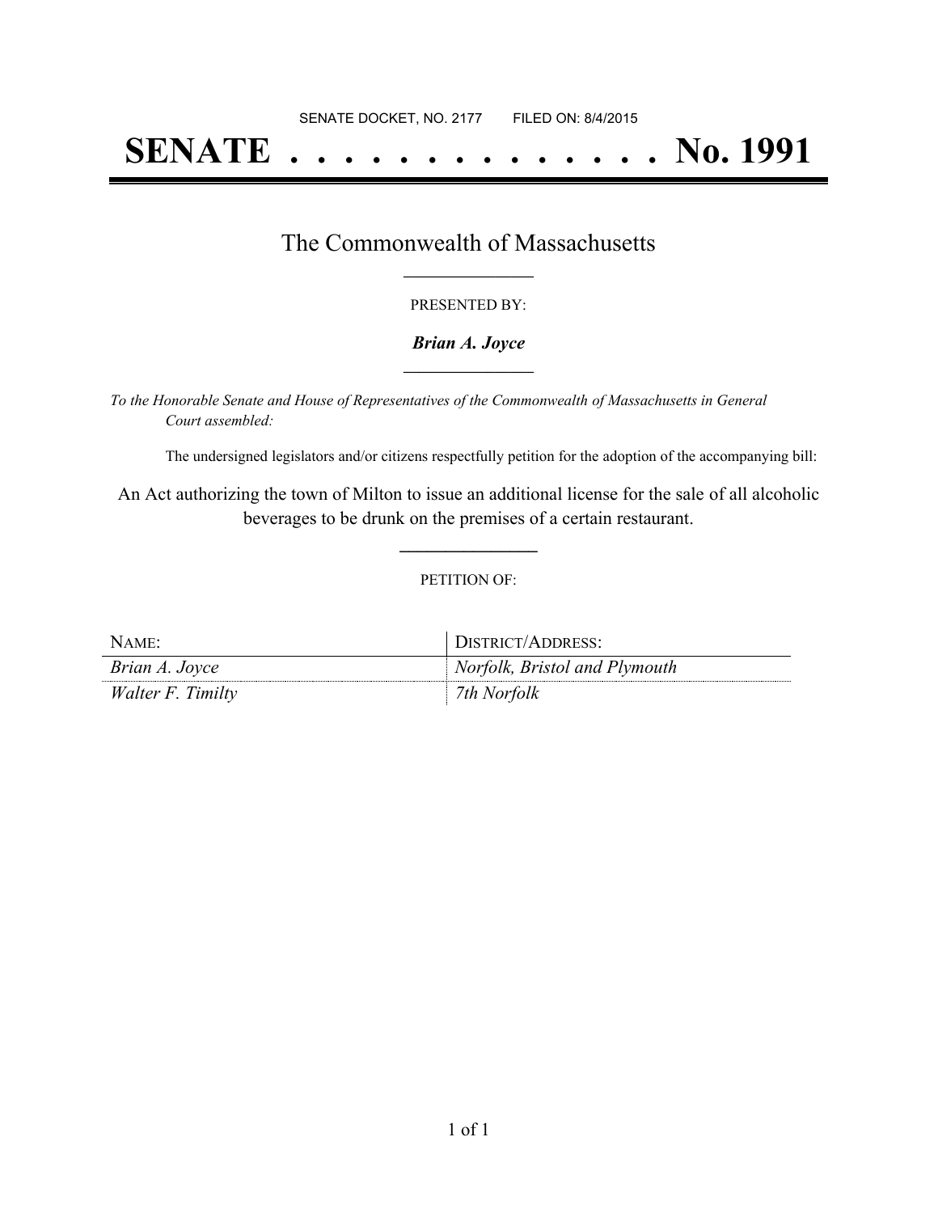SENATE DOCKET, NO. 2177        FILED ON: 8/4/2015

# SENATE . . . . . . . . . . . . . . No. 1991

## The Commonwealth of Massachusetts

PRESENTED BY:

***Brian A. Joyce***

*To the Honorable Senate and House of Representatives of the Commonwealth of Massachusetts in General Court assembled:*

The undersigned legislators and/or citizens respectfully petition for the adoption of the accompanying bill:

An Act authorizing the town of Milton to issue an additional license for the sale of all alcoholic beverages to be drunk on the premises of a certain restaurant.

PETITION OF:

| NAME: | DISTRICT/ADDRESS: |
| --- | --- |
| *Brian A. Joyce* | *Norfolk, Bristol and Plymouth* |
| *Walter F. Timilty* | *7th Norfolk* |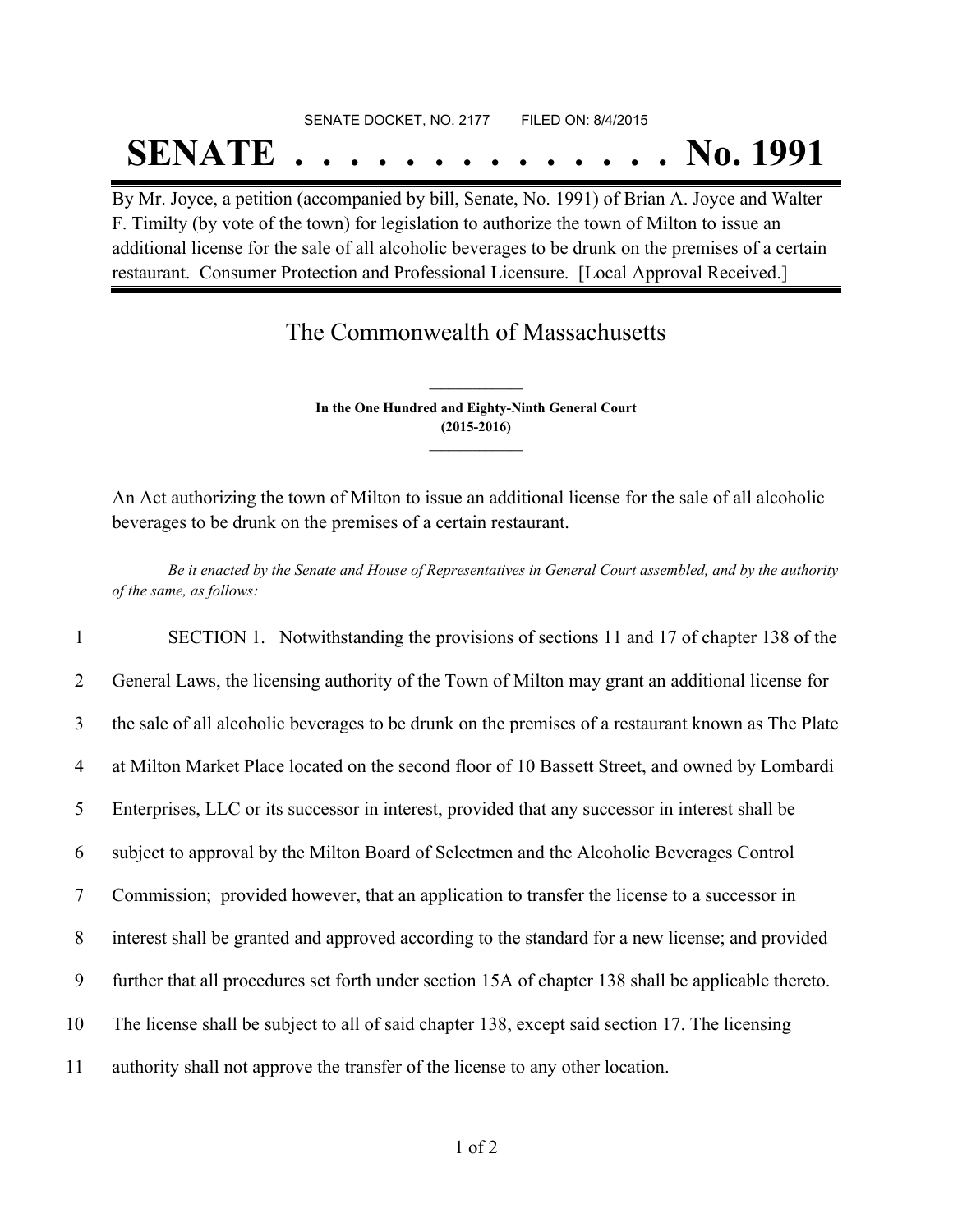SENATE DOCKET, NO. 2177 FILED ON: 8/4/2015

# SENATE . . . . . . . . . . . . . . No. 1991

By Mr. Joyce, a petition (accompanied by bill, Senate, No. 1991) of Brian A. Joyce and Walter F. Timilty (by vote of the town) for legislation to authorize the town of Milton to issue an additional license for the sale of all alcoholic beverages to be drunk on the premises of a certain restaurant. Consumer Protection and Professional Licensure. [Local Approval Received.]

## The Commonwealth of Massachusetts

**In the One Hundred and Eighty-Ninth General Court**
**(2015-2016)**

An Act authorizing the town of Milton to issue an additional license for the sale of all alcoholic beverages to be drunk on the premises of a certain restaurant.

*Be it enacted by the Senate and House of Representatives in General Court assembled, and by the authority of the same, as follows:*

1 SECTION 1. Notwithstanding the provisions of sections 11 and 17 of chapter 138 of the
2 General Laws, the licensing authority of the Town of Milton may grant an additional license for
3 the sale of all alcoholic beverages to be drunk on the premises of a restaurant known as The Plate
4 at Milton Market Place located on the second floor of 10 Bassett Street, and owned by Lombardi
5 Enterprises, LLC or its successor in interest, provided that any successor in interest shall be
6 subject to approval by the Milton Board of Selectmen and the Alcoholic Beverages Control
7 Commission; provided however, that an application to transfer the license to a successor in
8 interest shall be granted and approved according to the standard for a new license; and provided
9 further that all procedures set forth under section 15A of chapter 138 shall be applicable thereto.
10 The license shall be subject to all of said chapter 138, except said section 17. The licensing
11 authority shall not approve the transfer of the license to any other location.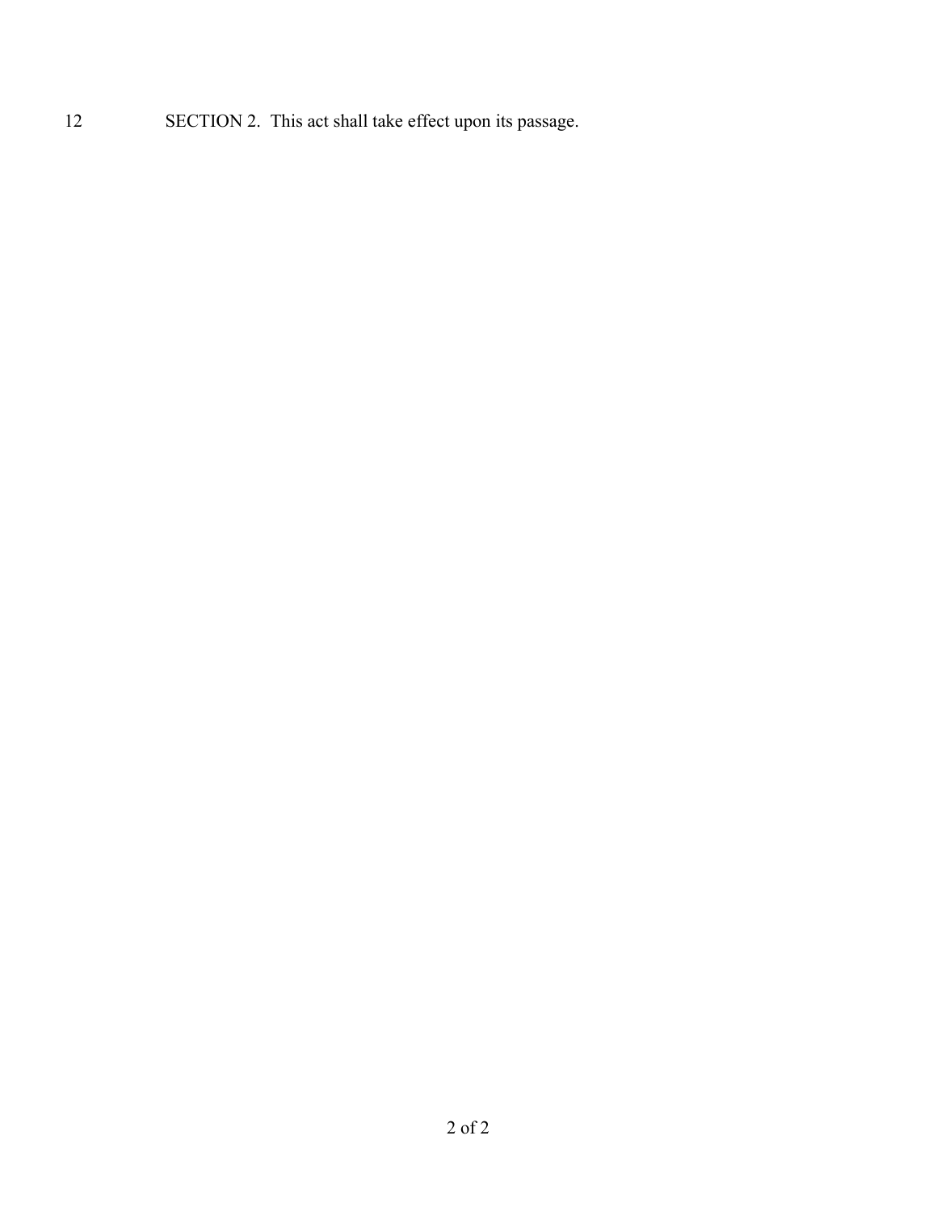12 SECTION 2. This act shall take effect upon its passage.